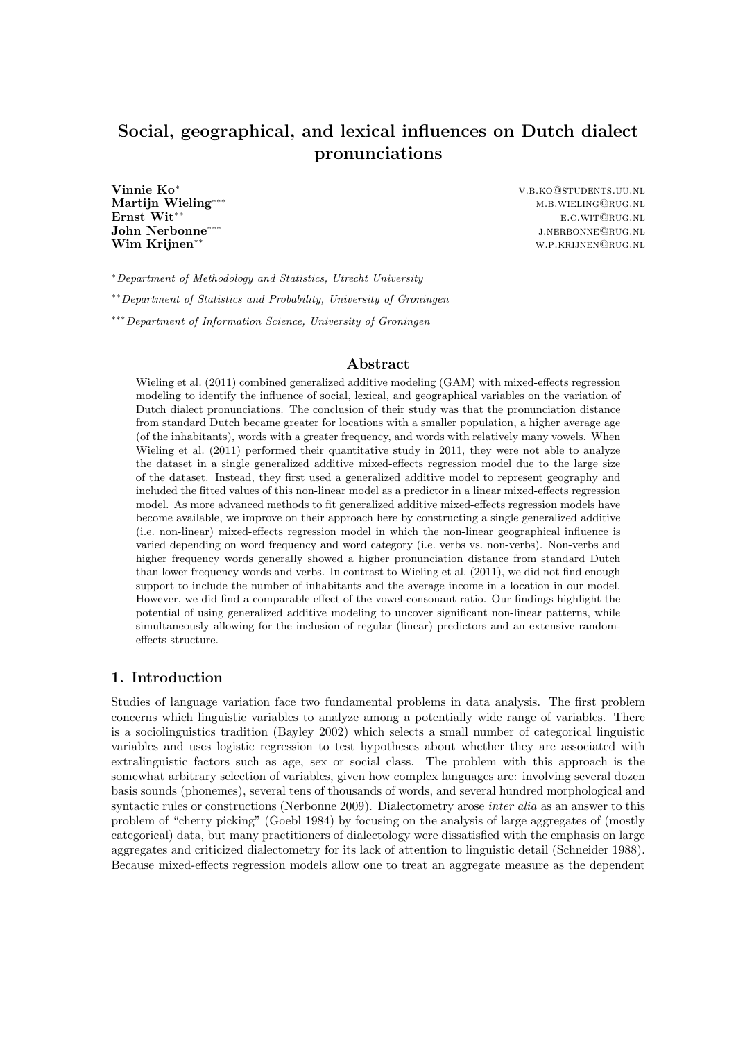# Social, geographical, and lexical influences on Dutch dialect pronunciations

**Vinnie Ko**[*] v.b.ko@students.uu.nl
**Martijn Wieling**[***] m.b.wieling@rug.nl
**Ernst Wit**[**] e.c.wit@rug.nl
**John Nerbonne**[***] j.nerbonne@rug.nl
**Wim Krijnen**[**] w.p.krijnen@rug.nl

[*] *Department of Methodology and Statistics, Utrecht University*

[**] *Department of Statistics and Probability, University of Groningen*

[***] *Department of Information Science, University of Groningen*

## Abstract

Wieling et al. (2011) combined generalized additive modeling (GAM) with mixed-effects regression modeling to identify the influence of social, lexical, and geographical variables on the variation of Dutch dialect pronunciations. The conclusion of their study was that the pronunciation distance from standard Dutch became greater for locations with a smaller population, a higher average age (of the inhabitants), words with a greater frequency, and words with relatively many vowels. When Wieling et al. (2011) performed their quantitative study in 2011, they were not able to analyze the dataset in a single generalized additive mixed-effects regression model due to the large size of the dataset. Instead, they first used a generalized additive model to represent geography and included the fitted values of this non-linear model as a predictor in a linear mixed-effects regression model. As more advanced methods to fit generalized additive mixed-effects regression models have become available, we improve on their approach here by constructing a single generalized additive (i.e. non-linear) mixed-effects regression model in which the non-linear geographical influence is varied depending on word frequency and word category (i.e. verbs vs. non-verbs). Non-verbs and higher frequency words generally showed a higher pronunciation distance from standard Dutch than lower frequency words and verbs. In contrast to Wieling et al. (2011), we did not find enough support to include the number of inhabitants and the average income in a location in our model. However, we did find a comparable effect of the vowel-consonant ratio. Our findings highlight the potential of using generalized additive modeling to uncover significant non-linear patterns, while simultaneously allowing for the inclusion of regular (linear) predictors and an extensive random-effects structure.

## 1. Introduction

Studies of language variation face two fundamental problems in data analysis. The first problem concerns which linguistic variables to analyze among a potentially wide range of variables. There is a sociolinguistics tradition (Bayley 2002) which selects a small number of categorical linguistic variables and uses logistic regression to test hypotheses about whether they are associated with extralinguistic factors such as age, sex or social class. The problem with this approach is the somewhat arbitrary selection of variables, given how complex languages are: involving several dozen basis sounds (phonemes), several tens of thousands of words, and several hundred morphological and syntactic rules or constructions (Nerbonne 2009). Dialectometry arose *inter alia* as an answer to this problem of "cherry picking" (Goebl 1984) by focusing on the analysis of large aggregates of (mostly categorical) data, but many practitioners of dialectology were dissatisfied with the emphasis on large aggregates and criticized dialectometry for its lack of attention to linguistic detail (Schneider 1988). Because mixed-effects regression models allow one to treat an aggregate measure as the dependent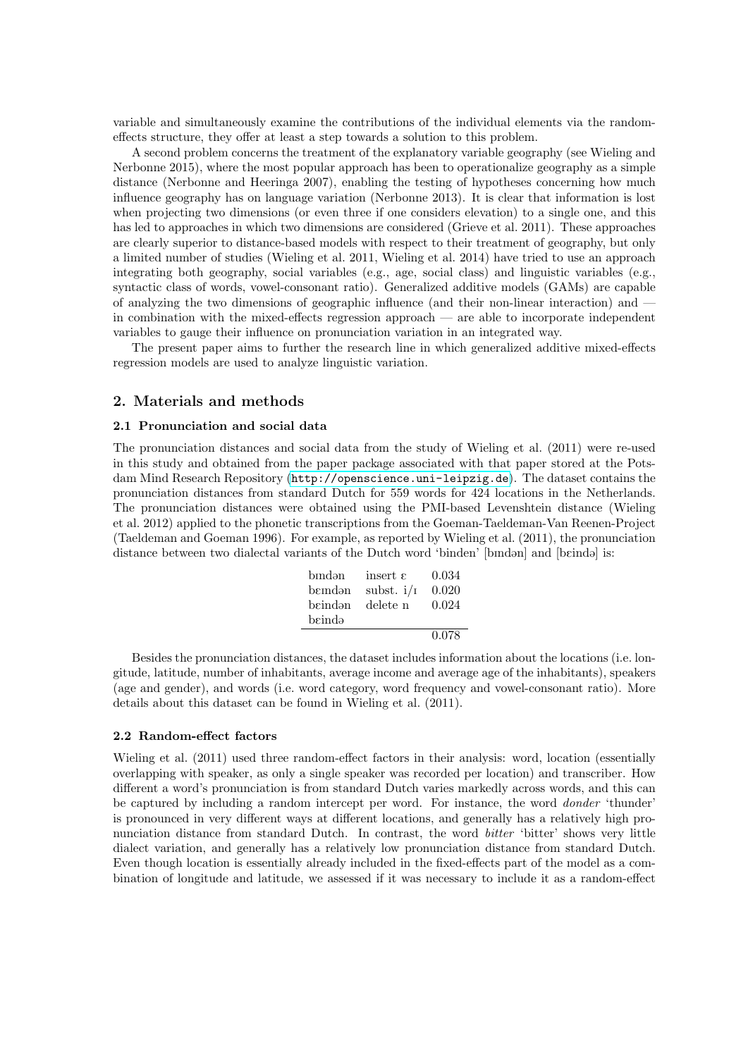variable and simultaneously examine the contributions of the individual elements via the random-effects structure, they offer at least a step towards a solution to this problem.

A second problem concerns the treatment of the explanatory variable geography (see Wieling and Nerbonne 2015), where the most popular approach has been to operationalize geography as a simple distance (Nerbonne and Heeringa 2007), enabling the testing of hypotheses concerning how much influence geography has on language variation (Nerbonne 2013). It is clear that information is lost when projecting two dimensions (or even three if one considers elevation) to a single one, and this has led to approaches in which two dimensions are considered (Grieve et al. 2011). These approaches are clearly superior to distance-based models with respect to their treatment of geography, but only a limited number of studies (Wieling et al. 2011, Wieling et al. 2014) have tried to use an approach integrating both geography, social variables (e.g., age, social class) and linguistic variables (e.g., syntactic class of words, vowel-consonant ratio). Generalized additive models (GAMs) are capable of analyzing the two dimensions of geographic influence (and their non-linear interaction) and — in combination with the mixed-effects regression approach — are able to incorporate independent variables to gauge their influence on pronunciation variation in an integrated way.

The present paper aims to further the research line in which generalized additive mixed-effects regression models are used to analyze linguistic variation.

## 2. Materials and methods

### 2.1 Pronunciation and social data

The pronunciation distances and social data from the study of Wieling et al. (2011) were re-used in this study and obtained from the paper package associated with that paper stored at the Potsdam Mind Research Repository (`http://openscience.uni-leipzig.de`). The dataset contains the pronunciation distances from standard Dutch for 559 words for 424 locations in the Netherlands. The pronunciation distances were obtained using the PMI-based Levenshtein distance (Wieling et al. 2012) applied to the phonetic transcriptions from the Goeman-Taeldeman-Van Reenen-Project (Taeldeman and Goeman 1996). For example, as reported by Wieling et al. (2011), the pronunciation distance between two dialectal variants of the Dutch word 'binden' [bɪndən] and [bɛində] is:

| | | |
|---|---|---|
| bɪndən | insert ɛ | 0.034 |
| bɛɪndən | subst. i/ɪ | 0.020 |
| bɛindən | delete n | 0.024 |
| bɛində | | |
| | | 0.078 |

Besides the pronunciation distances, the dataset includes information about the locations (i.e. longitude, latitude, number of inhabitants, average income and average age of the inhabitants), speakers (age and gender), and words (i.e. word category, word frequency and vowel-consonant ratio). More details about this dataset can be found in Wieling et al. (2011).

### 2.2 Random-effect factors

Wieling et al. (2011) used three random-effect factors in their analysis: word, location (essentially overlapping with speaker, as only a single speaker was recorded per location) and transcriber. How different a word's pronunciation is from standard Dutch varies markedly across words, and this can be captured by including a random intercept per word. For instance, the word *donder* 'thunder' is pronounced in very different ways at different locations, and generally has a relatively high pronunciation distance from standard Dutch. In contrast, the word *bitter* 'bitter' shows very little dialect variation, and generally has a relatively low pronunciation distance from standard Dutch. Even though location is essentially already included in the fixed-effects part of the model as a combination of longitude and latitude, we assessed if it was necessary to include it as a random-effect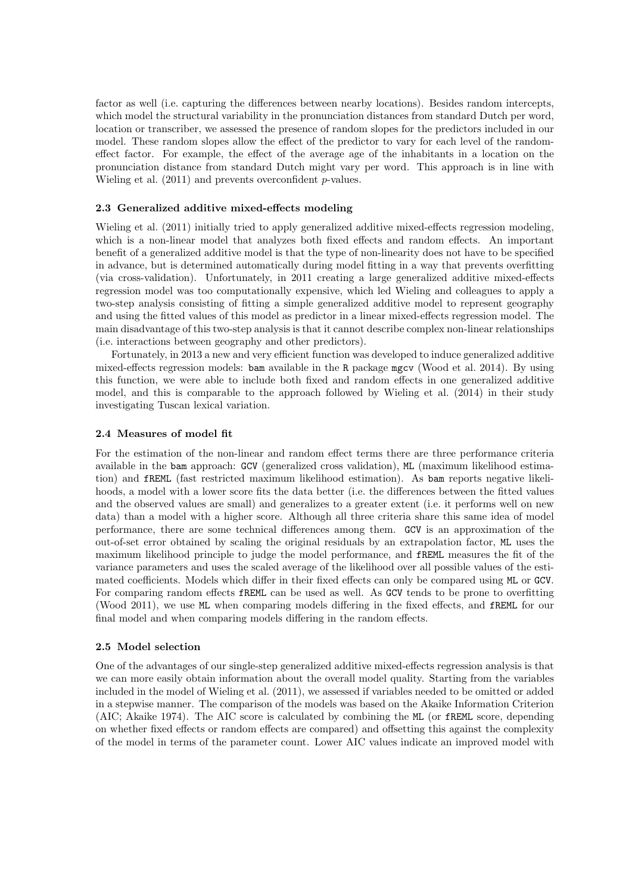factor as well (i.e. capturing the differences between nearby locations). Besides random intercepts, which model the structural variability in the pronunciation distances from standard Dutch per word, location or transcriber, we assessed the presence of random slopes for the predictors included in our model. These random slopes allow the effect of the predictor to vary for each level of the random-effect factor. For example, the effect of the average age of the inhabitants in a location on the pronunciation distance from standard Dutch might vary per word. This approach is in line with Wieling et al. (2011) and prevents overconfident *p*-values.

### 2.3 Generalized additive mixed-effects modeling

Wieling et al. (2011) initially tried to apply generalized additive mixed-effects regression modeling, which is a non-linear model that analyzes both fixed effects and random effects. An important benefit of a generalized additive model is that the type of non-linearity does not have to be specified in advance, but is determined automatically during model fitting in a way that prevents overfitting (via cross-validation). Unfortunately, in 2011 creating a large generalized additive mixed-effects regression model was too computationally expensive, which led Wieling and colleagues to apply a two-step analysis consisting of fitting a simple generalized additive model to represent geography and using the fitted values of this model as predictor in a linear mixed-effects regression model. The main disadvantage of this two-step analysis is that it cannot describe complex non-linear relationships (i.e. interactions between geography and other predictors).

Fortunately, in 2013 a new and very efficient function was developed to induce generalized additive mixed-effects regression models: `bam` available in the `R` package `mgcv` (Wood et al. 2014). By using this function, we were able to include both fixed and random effects in one generalized additive model, and this is comparable to the approach followed by Wieling et al. (2014) in their study investigating Tuscan lexical variation.

### 2.4 Measures of model fit

For the estimation of the non-linear and random effect terms there are three performance criteria available in the `bam` approach: `GCV` (generalized cross validation), `ML` (maximum likelihood estimation) and `fREML` (fast restricted maximum likelihood estimation). As `bam` reports negative likelihoods, a model with a lower score fits the data better (i.e. the differences between the fitted values and the observed values are small) and generalizes to a greater extent (i.e. it performs well on new data) than a model with a higher score. Although all three criteria share this same idea of model performance, there are some technical differences among them. `GCV` is an approximation of the out-of-set error obtained by scaling the original residuals by an extrapolation factor, `ML` uses the maximum likelihood principle to judge the model performance, and `fREML` measures the fit of the variance parameters and uses the scaled average of the likelihood over all possible values of the estimated coefficients. Models which differ in their fixed effects can only be compared using `ML` or `GCV`. For comparing random effects `fREML` can be used as well. As `GCV` tends to be prone to overfitting (Wood 2011), we use `ML` when comparing models differing in the fixed effects, and `fREML` for our final model and when comparing models differing in the random effects.

### 2.5 Model selection

One of the advantages of our single-step generalized additive mixed-effects regression analysis is that we can more easily obtain information about the overall model quality. Starting from the variables included in the model of Wieling et al. (2011), we assessed if variables needed to be omitted or added in a stepwise manner. The comparison of the models was based on the Akaike Information Criterion (AIC; Akaike 1974). The AIC score is calculated by combining the `ML` (or `fREML` score, depending on whether fixed effects or random effects are compared) and offsetting this against the complexity of the model in terms of the parameter count. Lower AIC values indicate an improved model with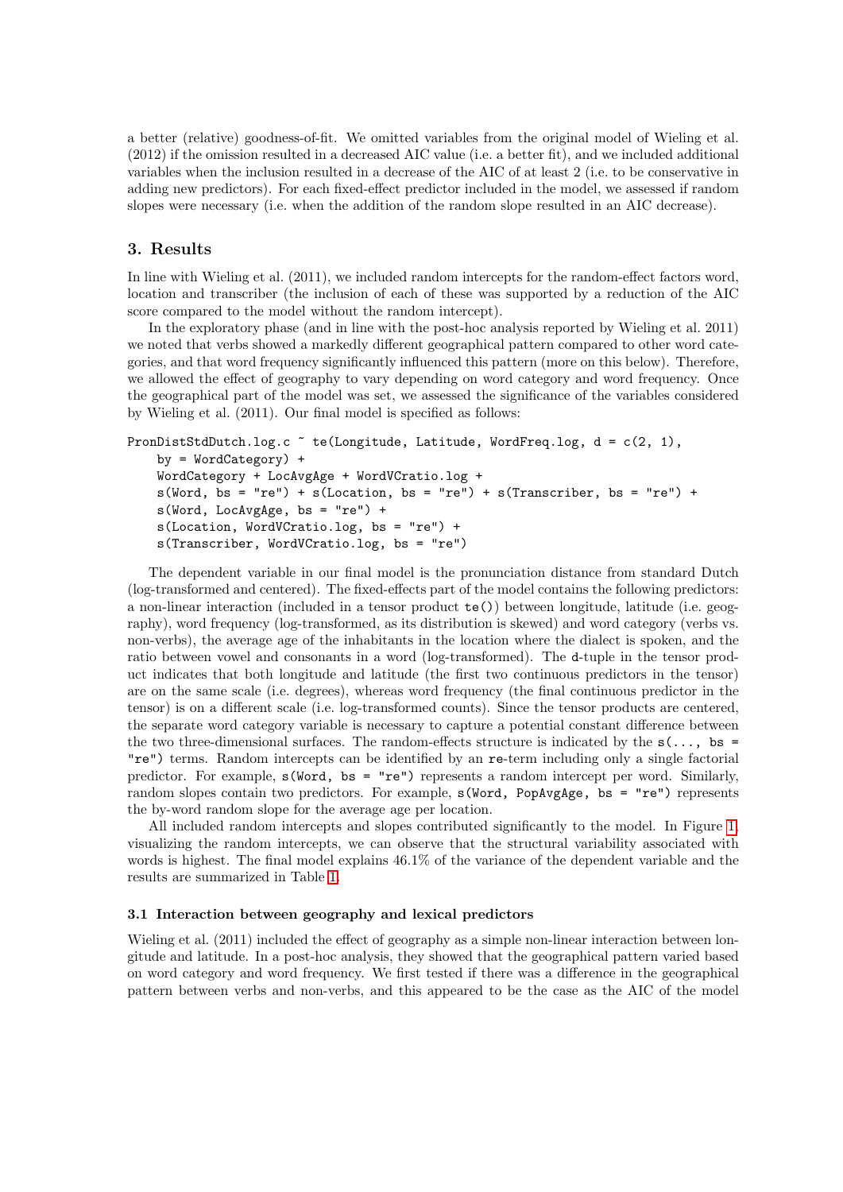a better (relative) goodness-of-fit. We omitted variables from the original model of Wieling et al. (2012) if the omission resulted in a decreased AIC value (i.e. a better fit), and we included additional variables when the inclusion resulted in a decrease of the AIC of at least 2 (i.e. to be conservative in adding new predictors). For each fixed-effect predictor included in the model, we assessed if random slopes were necessary (i.e. when the addition of the random slope resulted in an AIC decrease).

## 3. Results

In line with Wieling et al. (2011), we included random intercepts for the random-effect factors word, location and transcriber (the inclusion of each of these was supported by a reduction of the AIC score compared to the model without the random intercept).

In the exploratory phase (and in line with the post-hoc analysis reported by Wieling et al. 2011) we noted that verbs showed a markedly different geographical pattern compared to other word categories, and that word frequency significantly influenced this pattern (more on this below). Therefore, we allowed the effect of geography to vary depending on word category and word frequency. Once the geographical part of the model was set, we assessed the significance of the variables considered by Wieling et al. (2011). Our final model is specified as follows:

```
PronDistStdDutch.log.c ~ te(Longitude, Latitude, WordFreq.log, d = c(2, 1),
    by = WordCategory) +
    WordCategory + LocAvgAge + WordVCratio.log +
    s(Word, bs = "re") + s(Location, bs = "re") + s(Transcriber, bs = "re") +
    s(Word, LocAvgAge, bs = "re") +
    s(Location, WordVCratio.log, bs = "re") +
    s(Transcriber, WordVCratio.log, bs = "re")
```

The dependent variable in our final model is the pronunciation distance from standard Dutch (log-transformed and centered). The fixed-effects part of the model contains the following predictors: a non-linear interaction (included in a tensor product `te()`) between longitude, latitude (i.e. geography), word frequency (log-transformed, as its distribution is skewed) and word category (verbs vs. non-verbs), the average age of the inhabitants in the location where the dialect is spoken, and the ratio between vowel and consonants in a word (log-transformed). The `d`-tuple in the tensor product indicates that both longitude and latitude (the first two continuous predictors in the tensor) are on the same scale (i.e. degrees), whereas word frequency (the final continuous predictor in the tensor) is on a different scale (i.e. log-transformed counts). Since the tensor products are centered, the separate word category variable is necessary to capture a potential constant difference between the two three-dimensional surfaces. The random-effects structure is indicated by the `s(..., bs = "re")` terms. Random intercepts can be identified by an `re`-term including only a single factorial predictor. For example, `s(Word, bs = "re")` represents a random intercept per word. Similarly, random slopes contain two predictors. For example, `s(Word, PopAvgAge, bs = "re")` represents the by-word random slope for the average age per location.

All included random intercepts and slopes contributed significantly to the model. In Figure 1, visualizing the random intercepts, we can observe that the structural variability associated with words is highest. The final model explains 46.1% of the variance of the dependent variable and the results are summarized in Table 1.

### 3.1 Interaction between geography and lexical predictors

Wieling et al. (2011) included the effect of geography as a simple non-linear interaction between longitude and latitude. In a post-hoc analysis, they showed that the geographical pattern varied based on word category and word frequency. We first tested if there was a difference in the geographical pattern between verbs and non-verbs, and this appeared to be the case as the AIC of the model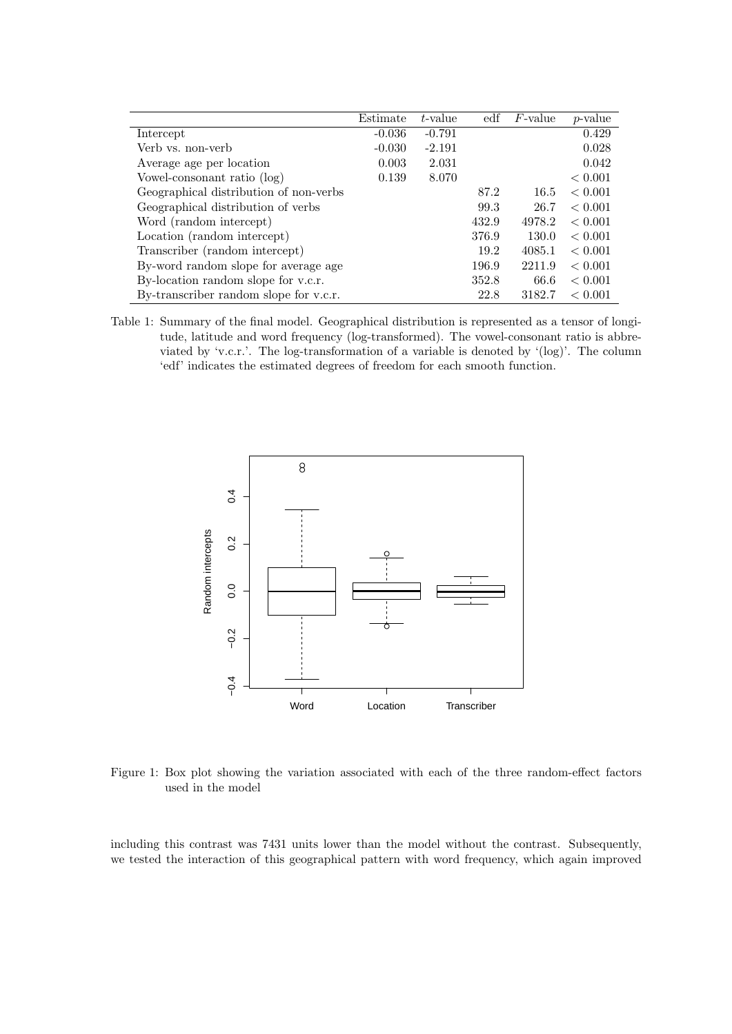| | Estimate | $t$-value | edf | $F$-value | $p$-value |
|---|---|---|---|---|---|
| Intercept | -0.036 | -0.791 | | | 0.429 |
| Verb vs. non-verb | -0.030 | -2.191 | | | 0.028 |
| Average age per location | 0.003 | 2.031 | | | 0.042 |
| Vowel-consonant ratio (log) | 0.139 | 8.070 | | | $< 0.001$ |
| Geographical distribution of non-verbs | | | 87.2 | 16.5 | $< 0.001$ |
| Geographical distribution of verbs | | | 99.3 | 26.7 | $< 0.001$ |
| Word (random intercept) | | | 432.9 | 4978.2 | $< 0.001$ |
| Location (random intercept) | | | 376.9 | 130.0 | $< 0.001$ |
| Transcriber (random intercept) | | | 19.2 | 4085.1 | $< 0.001$ |
| By-word random slope for average age | | | 196.9 | 2211.9 | $< 0.001$ |
| By-location random slope for v.c.r. | | | 352.8 | 66.6 | $< 0.001$ |
| By-transcriber random slope for v.c.r. | | | 22.8 | 3182.7 | $< 0.001$ |

Table 1: Summary of the final model. Geographical distribution is represented as a tensor of longitude, latitude and word frequency (log-transformed). The vowel-consonant ratio is abbreviated by 'v.c.r.'. The log-transformation of a variable is denoted by '(log)'. The column 'edf' indicates the estimated degrees of freedom for each smooth function.

Random intercepts

0.4
0.2
0.0
−0.2
−0.4

Word
Location
Transcriber

Figure 1: Box plot showing the variation associated with each of the three random-effect factors used in the model

including this contrast was 7431 units lower than the model without the contrast. Subsequently, we tested the interaction of this geographical pattern with word frequency, which again improved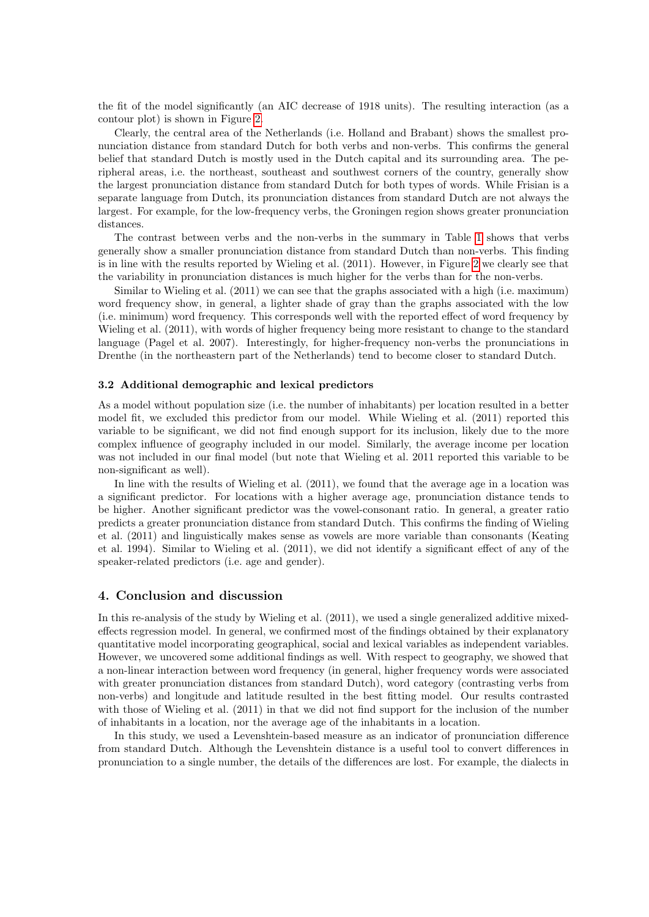the fit of the model significantly (an AIC decrease of 1918 units). The resulting interaction (as a contour plot) is shown in Figure 2.

Clearly, the central area of the Netherlands (i.e. Holland and Brabant) shows the smallest pronunciation distance from standard Dutch for both verbs and non-verbs. This confirms the general belief that standard Dutch is mostly used in the Dutch capital and its surrounding area. The peripheral areas, i.e. the northeast, southeast and southwest corners of the country, generally show the largest pronunciation distance from standard Dutch for both types of words. While Frisian is a separate language from Dutch, its pronunciation distances from standard Dutch are not always the largest. For example, for the low-frequency verbs, the Groningen region shows greater pronunciation distances.

The contrast between verbs and the non-verbs in the summary in Table 1 shows that verbs generally show a smaller pronunciation distance from standard Dutch than non-verbs. This finding is in line with the results reported by Wieling et al. (2011). However, in Figure 2 we clearly see that the variability in pronunciation distances is much higher for the verbs than for the non-verbs.

Similar to Wieling et al. (2011) we can see that the graphs associated with a high (i.e. maximum) word frequency show, in general, a lighter shade of gray than the graphs associated with the low (i.e. minimum) word frequency. This corresponds well with the reported effect of word frequency by Wieling et al. (2011), with words of higher frequency being more resistant to change to the standard language (Pagel et al. 2007). Interestingly, for higher-frequency non-verbs the pronunciations in Drenthe (in the northeastern part of the Netherlands) tend to become closer to standard Dutch.

### 3.2 Additional demographic and lexical predictors

As a model without population size (i.e. the number of inhabitants) per location resulted in a better model fit, we excluded this predictor from our model. While Wieling et al. (2011) reported this variable to be significant, we did not find enough support for its inclusion, likely due to the more complex influence of geography included in our model. Similarly, the average income per location was not included in our final model (but note that Wieling et al. 2011 reported this variable to be non-significant as well).

In line with the results of Wieling et al. (2011), we found that the average age in a location was a significant predictor. For locations with a higher average age, pronunciation distance tends to be higher. Another significant predictor was the vowel-consonant ratio. In general, a greater ratio predicts a greater pronunciation distance from standard Dutch. This confirms the finding of Wieling et al. (2011) and linguistically makes sense as vowels are more variable than consonants (Keating et al. 1994). Similar to Wieling et al. (2011), we did not identify a significant effect of any of the speaker-related predictors (i.e. age and gender).

## 4. Conclusion and discussion

In this re-analysis of the study by Wieling et al. (2011), we used a single generalized additive mixed-effects regression model. In general, we confirmed most of the findings obtained by their explanatory quantitative model incorporating geographical, social and lexical variables as independent variables. However, we uncovered some additional findings as well. With respect to geography, we showed that a non-linear interaction between word frequency (in general, higher frequency words were associated with greater pronunciation distances from standard Dutch), word category (contrasting verbs from non-verbs) and longitude and latitude resulted in the best fitting model. Our results contrasted with those of Wieling et al. (2011) in that we did not find support for the inclusion of the number of inhabitants in a location, nor the average age of the inhabitants in a location.

In this study, we used a Levenshtein-based measure as an indicator of pronunciation difference from standard Dutch. Although the Levenshtein distance is a useful tool to convert differences in pronunciation to a single number, the details of the differences are lost. For example, the dialects in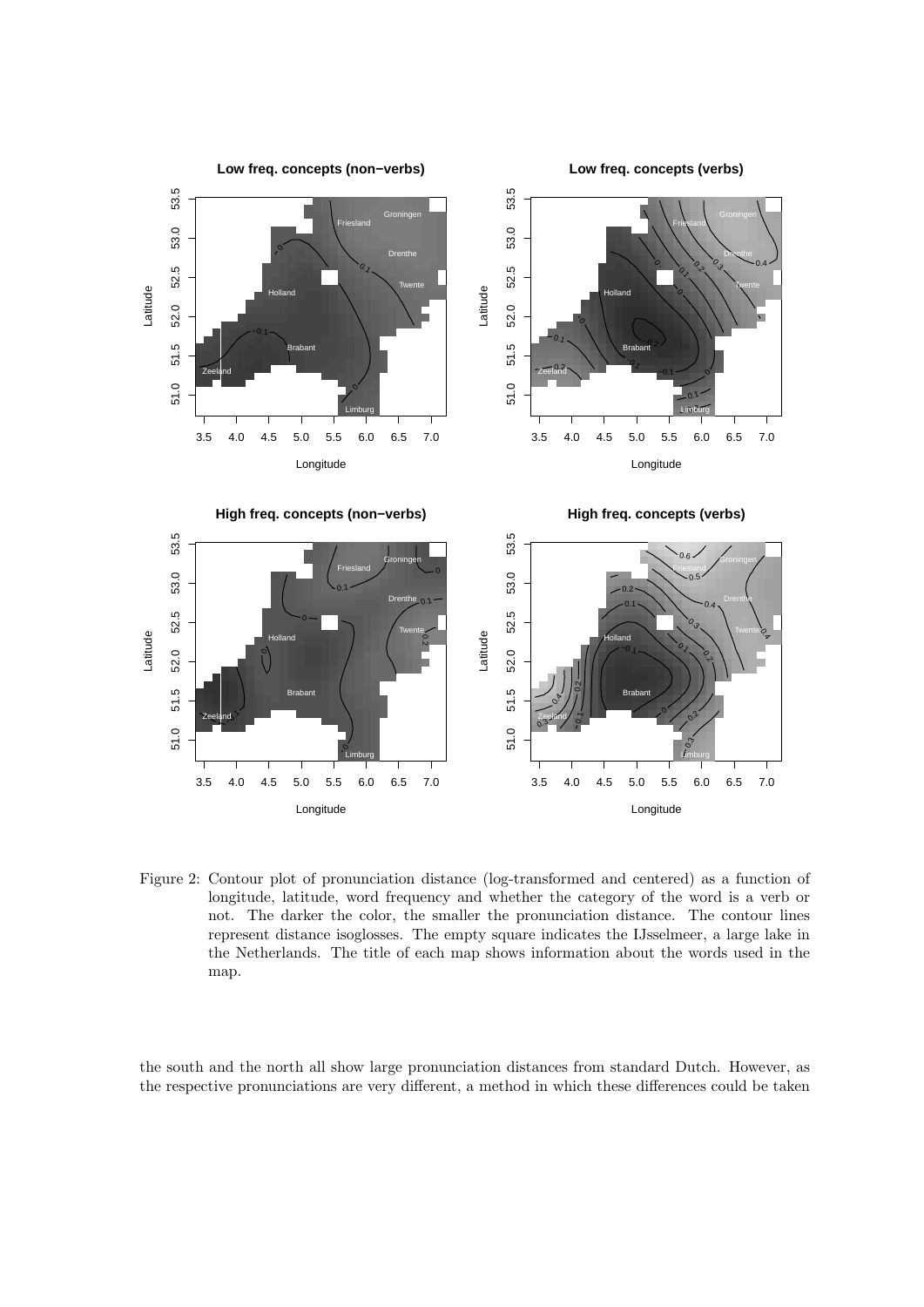Low freq. concepts (non−verbs)

Low freq. concepts (verbs)

High freq. concepts (non−verbs)

High freq. concepts (verbs)

Latitude

Longitude

Friesland
Groningen
Drenthe
Twente
Holland
Brabant
Zeeland
Limburg

Figure 2: Contour plot of pronunciation distance (log-transformed and centered) as a function of longitude, latitude, word frequency and whether the category of the word is a verb or not. The darker the color, the smaller the pronunciation distance. The contour lines represent distance isoglosses. The empty square indicates the IJsselmeer, a large lake in the Netherlands. The title of each map shows information about the words used in the map.

the south and the north all show large pronunciation distances from standard Dutch. However, as the respective pronunciations are very different, a method in which these differences could be taken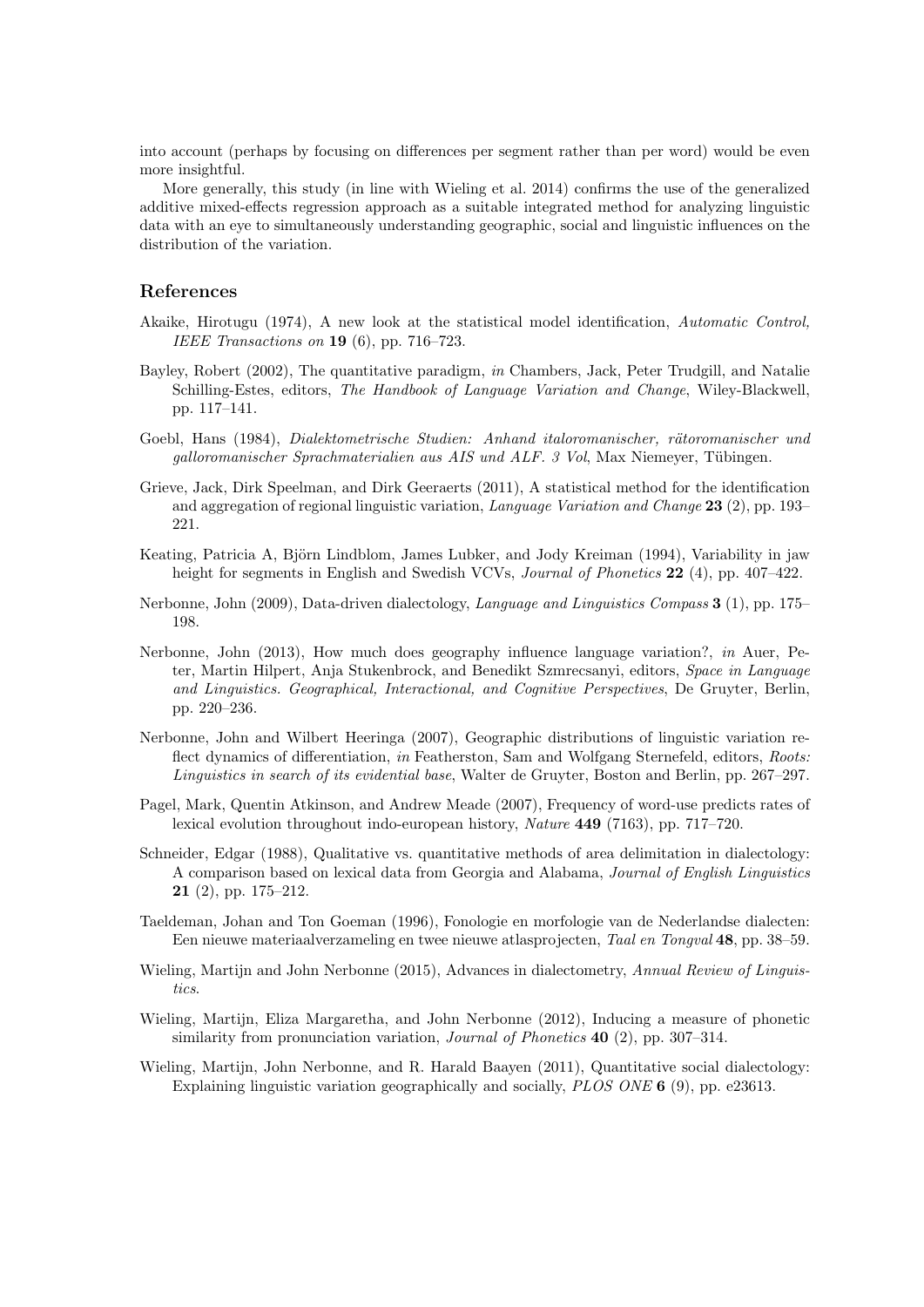into account (perhaps by focusing on differences per segment rather than per word) would be even more insightful.

More generally, this study (in line with Wieling et al. 2014) confirms the use of the generalized additive mixed-effects regression approach as a suitable integrated method for analyzing linguistic data with an eye to simultaneously understanding geographic, social and linguistic influences on the distribution of the variation.

## References

Akaike, Hirotugu (1974), A new look at the statistical model identification, *Automatic Control, IEEE Transactions on* **19** (6), pp. 716–723.

Bayley, Robert (2002), The quantitative paradigm, *in* Chambers, Jack, Peter Trudgill, and Natalie Schilling-Estes, editors, *The Handbook of Language Variation and Change*, Wiley-Blackwell, pp. 117–141.

Goebl, Hans (1984), *Dialektometrische Studien: Anhand italoromanischer, rätoromanischer und galloromanischer Sprachmaterialien aus AIS und ALF. 3 Vol*, Max Niemeyer, Tübingen.

Grieve, Jack, Dirk Speelman, and Dirk Geeraerts (2011), A statistical method for the identification and aggregation of regional linguistic variation, *Language Variation and Change* **23** (2), pp. 193–221.

Keating, Patricia A, Björn Lindblom, James Lubker, and Jody Kreiman (1994), Variability in jaw height for segments in English and Swedish VCVs, *Journal of Phonetics* **22** (4), pp. 407–422.

Nerbonne, John (2009), Data-driven dialectology, *Language and Linguistics Compass* **3** (1), pp. 175–198.

Nerbonne, John (2013), How much does geography influence language variation?, *in* Auer, Peter, Martin Hilpert, Anja Stukenbrock, and Benedikt Szmrecsanyi, editors, *Space in Language and Linguistics. Geographical, Interactional, and Cognitive Perspectives*, De Gruyter, Berlin, pp. 220–236.

Nerbonne, John and Wilbert Heeringa (2007), Geographic distributions of linguistic variation reflect dynamics of differentiation, *in* Featherston, Sam and Wolfgang Sternefeld, editors, *Roots: Linguistics in search of its evidential base*, Walter de Gruyter, Boston and Berlin, pp. 267–297.

Pagel, Mark, Quentin Atkinson, and Andrew Meade (2007), Frequency of word-use predicts rates of lexical evolution throughout indo-european history, *Nature* **449** (7163), pp. 717–720.

Schneider, Edgar (1988), Qualitative vs. quantitative methods of area delimitation in dialectology: A comparison based on lexical data from Georgia and Alabama, *Journal of English Linguistics* **21** (2), pp. 175–212.

Taeldeman, Johan and Ton Goeman (1996), Fonologie en morfologie van de Nederlandse dialecten: Een nieuwe materiaalverzameling en twee nieuwe atlasprojecten, *Taal en Tongval* **48**, pp. 38–59.

Wieling, Martijn and John Nerbonne (2015), Advances in dialectometry, *Annual Review of Linguistics*.

Wieling, Martijn, Eliza Margaretha, and John Nerbonne (2012), Inducing a measure of phonetic similarity from pronunciation variation, *Journal of Phonetics* **40** (2), pp. 307–314.

Wieling, Martijn, John Nerbonne, and R. Harald Baayen (2011), Quantitative social dialectology: Explaining linguistic variation geographically and socially, *PLOS ONE* **6** (9), pp. e23613.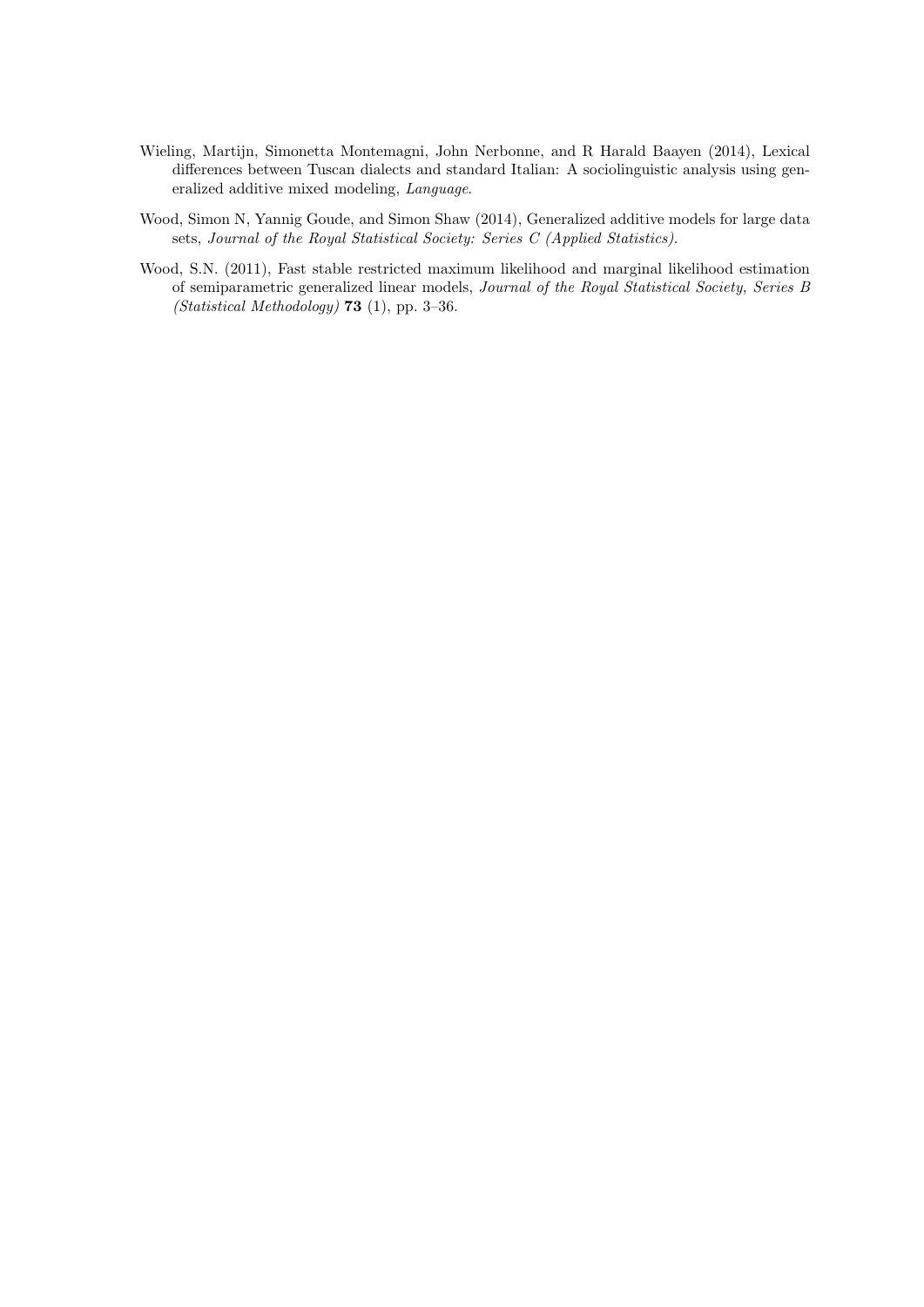Wieling, Martijn, Simonetta Montemagni, John Nerbonne, and R Harald Baayen (2014), Lexical differences between Tuscan dialects and standard Italian: A sociolinguistic analysis using generalized additive mixed modeling, *Language*.

Wood, Simon N, Yannig Goude, and Simon Shaw (2014), Generalized additive models for large data sets, *Journal of the Royal Statistical Society: Series C (Applied Statistics)*.

Wood, S.N. (2011), Fast stable restricted maximum likelihood and marginal likelihood estimation of semiparametric generalized linear models, *Journal of the Royal Statistical Society, Series B (Statistical Methodology)* **73** (1), pp. 3–36.